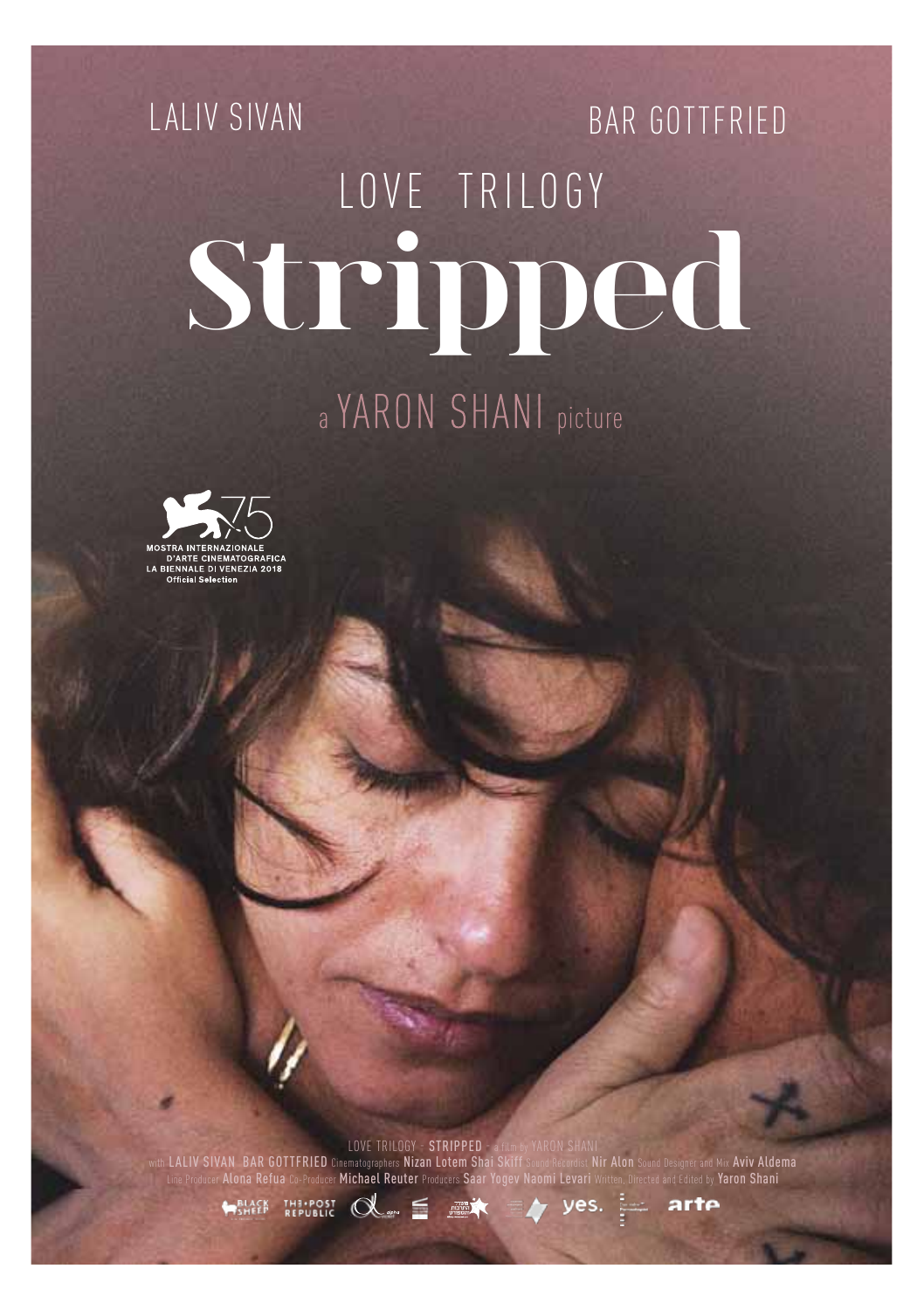LALIV SIVAN

BAR GOTTFRIED

LOVE TRILOGY

# Stripped

a YARON SHANI picture

MOSTRA INTERNAZIONALE D'ARTE CINEMATOGRAFICA
LA BIENNALE DI VENEZIA 2018
Official Selection

LOVE TRILOGY - STRIPPED - a film by YARON SHANI

with LALIV SIVAN BAR GOTTFRIED Cinematographers Nizan Lotem Shai Skiff Sound Recordist Nir Alon Sound Designer and Mix Aviv Aldema Line Producer Alona Refua Co-Producer Michael Reuter Producers Saar Yogev Naomi Levari Written, Directed and Edited by Yaron Shani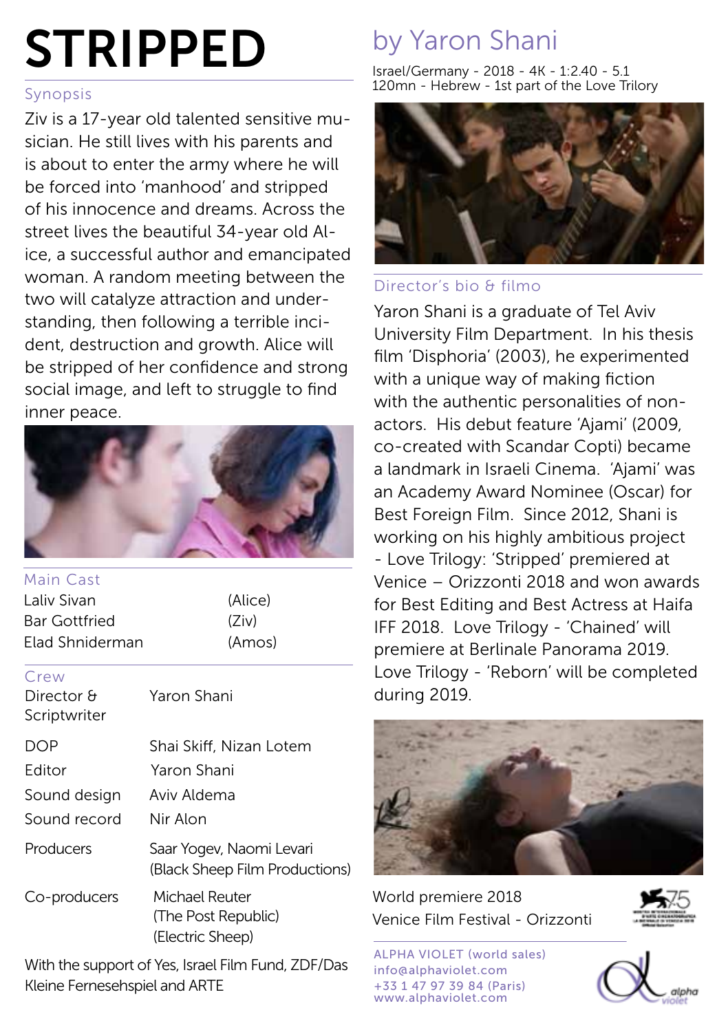# STRIPPED

## by Yaron Shani

Israel/Germany - 2018 - 4K - 1:2.40 - 5.1
120mn - Hebrew - 1st part of the Love Trilory

### Synopsis

Ziv is a 17-year old talented sensitive musician. He still lives with his parents and is about to enter the army where he will be forced into 'manhood' and stripped of his innocence and dreams. Across the street lives the beautiful 34-year old Alice, a successful author and emancipated woman. A random meeting between the two will catalyze attraction and understanding, then following a terrible incident, destruction and growth. Alice will be stripped of her confidence and strong social image, and left to struggle to find inner peace.

### Main Cast

| | |
|---|---|
| Laliv Sivan | (Alice) |
| Bar Gottfried | (Ziv) |
| Elad Shniderman | (Amos) |

### Crew

| | |
|---|---|
| Director & Scriptwriter | Yaron Shani |
| DOP | Shai Skiff, Nizan Lotem |
| Editor | Yaron Shani |
| Sound design | Aviv Aldema |
| Sound record | Nir Alon |
| Producers | Saar Yogev, Naomi Levari (Black Sheep Film Productions) |
| Co-producers | Michael Reuter (The Post Republic) (Electric Sheep) |

With the support of Yes, Israel Film Fund, ZDF/Das Kleine Fernesehspiel and ARTE

### Director's bio & filmo

Yaron Shani is a graduate of Tel Aviv University Film Department. In his thesis film 'Disphoria' (2003), he experimented with a unique way of making fiction with the authentic personalities of non-actors. His debut feature 'Ajami' (2009, co-created with Scandar Copti) became a landmark in Israeli Cinema. 'Ajami' was an Academy Award Nominee (Oscar) for Best Foreign Film. Since 2012, Shani is working on his highly ambitious project - Love Trilogy: 'Stripped' premiered at Venice – Orizzonti 2018 and won awards for Best Editing and Best Actress at Haifa IFF 2018. Love Trilogy - 'Chained' will premiere at Berlinale Panorama 2019. Love Trilogy - 'Reborn' will be completed during 2019.

World premiere 2018
Venice Film Festival - Orizzonti

ALPHA VIOLET (world sales)
info@alphaviolet.com
+33 1 47 97 39 84 (Paris)
www.alphaviolet.com